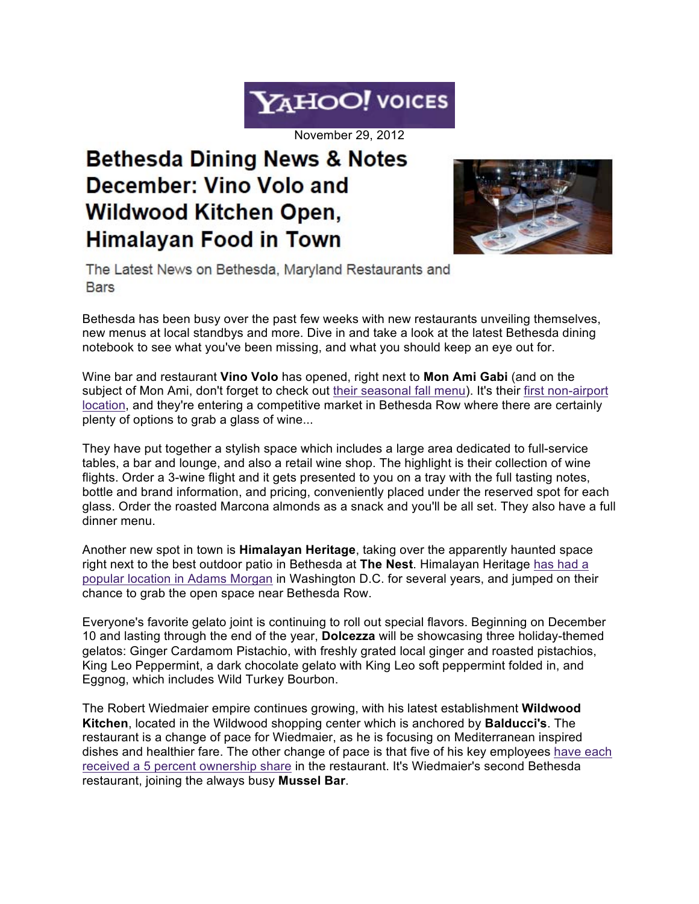YAHOO! VOICES

November 29, 2012

# Bethesda Dining News & Notes December: Vino Volo and Wildwood Kitchen Open, Himalayan Food in Town

The Latest News on Bethesda, Maryland Restaurants and Bars

Bethesda has been busy over the past few weeks with new restaurants unveiling themselves, new menus at local standbys and more. Dive in and take a look at the latest Bethesda dining notebook to see what you've been missing, and what you should keep an eye out for.

Wine bar and restaurant **Vino Volo** has opened, right next to **Mon Ami Gabi** (and on the subject of Mon Ami, don't forget to check out their seasonal fall menu). It's their first non-airport location, and they're entering a competitive market in Bethesda Row where there are certainly plenty of options to grab a glass of wine...

They have put together a stylish space which includes a large area dedicated to full-service tables, a bar and lounge, and also a retail wine shop. The highlight is their collection of wine flights. Order a 3-wine flight and it gets presented to you on a tray with the full tasting notes, bottle and brand information, and pricing, conveniently placed under the reserved spot for each glass. Order the roasted Marcona almonds as a snack and you'll be all set. They also have a full dinner menu.

Another new spot in town is **Himalayan Heritage**, taking over the apparently haunted space right next to the best outdoor patio in Bethesda at **The Nest**. Himalayan Heritage has had a popular location in Adams Morgan in Washington D.C. for several years, and jumped on their chance to grab the open space near Bethesda Row.

Everyone's favorite gelato joint is continuing to roll out special flavors. Beginning on December 10 and lasting through the end of the year, **Dolcezza** will be showcasing three holiday-themed gelatos: Ginger Cardamom Pistachio, with freshly grated local ginger and roasted pistachios, King Leo Peppermint, a dark chocolate gelato with King Leo soft peppermint folded in, and Eggnog, which includes Wild Turkey Bourbon.

The Robert Wiedmaier empire continues growing, with his latest establishment **Wildwood Kitchen**, located in the Wildwood shopping center which is anchored by **Balducci's**. The restaurant is a change of pace for Wiedmaier, as he is focusing on Mediterranean inspired dishes and healthier fare. The other change of pace is that five of his key employees have each received a 5 percent ownership share in the restaurant. It's Wiedmaier's second Bethesda restaurant, joining the always busy **Mussel Bar**.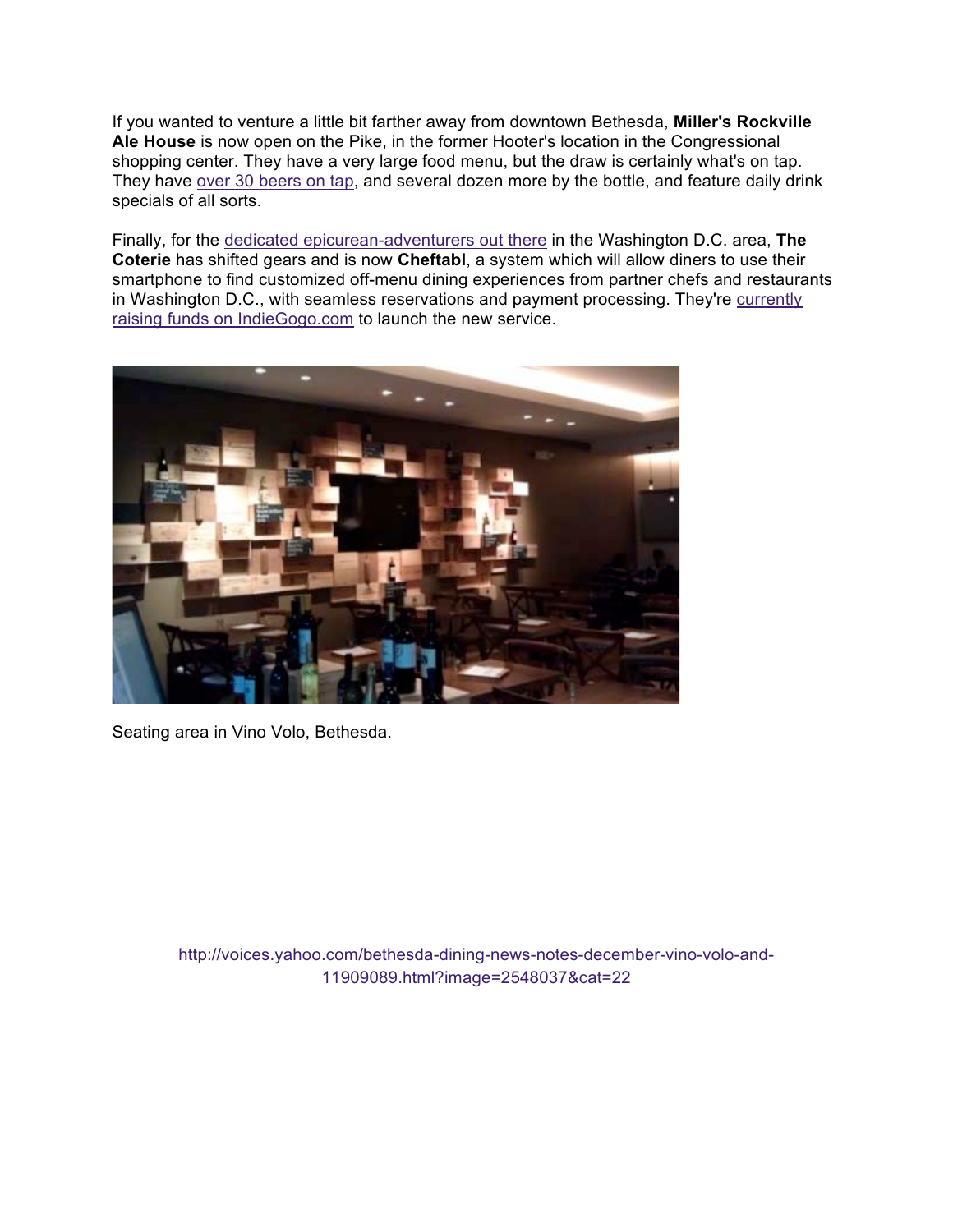If you wanted to venture a little bit farther away from downtown Bethesda, **Miller's Rockville Ale House** is now open on the Pike, in the former Hooter's location in the Congressional shopping center. They have a very large food menu, but the draw is certainly what's on tap. They have [over 30 beers on tap](), and several dozen more by the bottle, and feature daily drink specials of all sorts.

Finally, for the [dedicated epicurean-adventurers out there]() in the Washington D.C. area, **The Coterie** has shifted gears and is now **Cheftabl**, a system which will allow diners to use their smartphone to find customized off-menu dining experiences from partner chefs and restaurants in Washington D.C., with seamless reservations and payment processing. They're [currently raising funds on IndieGogo.com]() to launch the new service.

Seating area in Vino Volo, Bethesda.

http://voices.yahoo.com/bethesda-dining-news-notes-december-vino-volo-and-11909089.html?image=2548037&cat=22